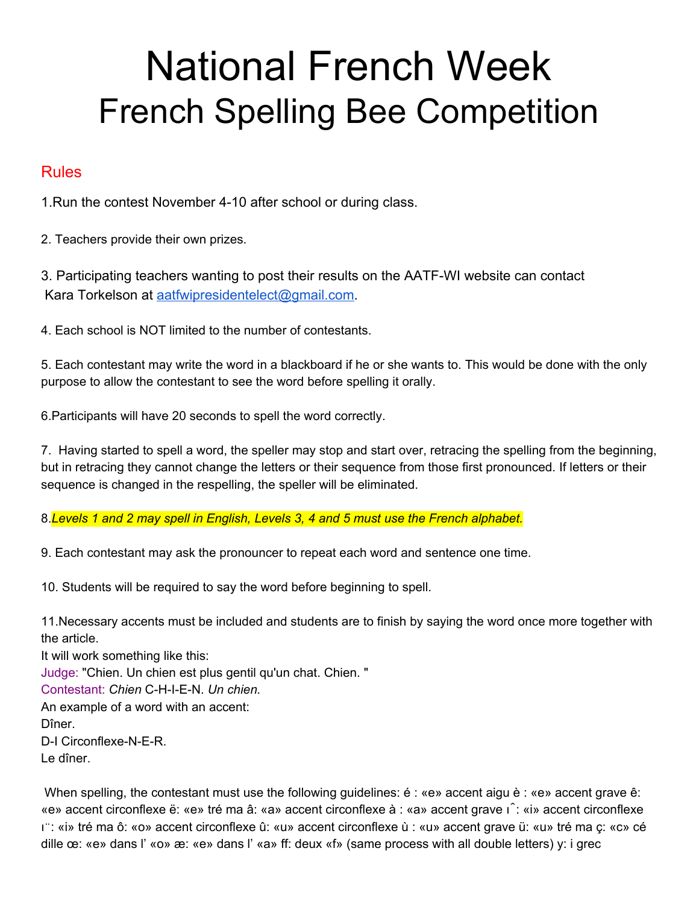# National French Week
## French Spelling Bee Competition

### Rules

1.Run the contest November 4-10 after school or during class.

2. Teachers provide their own prizes.

3. Participating teachers wanting to post their results on the AATF-WI website can contact Kara Torkelson at aatfwipresidentelect@gmail.com.

4. Each school is NOT limited to the number of contestants.

5. Each contestant may write the word in a blackboard if he or she wants to. This would be done with the only purpose to allow the contestant to see the word before spelling it orally.

6.Participants will have 20 seconds to spell the word correctly.

7. Having started to spell a word, the speller may stop and start over, retracing the spelling from the beginning, but in retracing they cannot change the letters or their sequence from those first pronounced. If letters or their sequence is changed in the respelling, the speller will be eliminated.

8.*Levels 1 and 2 may spell in English, Levels 3, 4 and 5 must use the French alphabet.*

9. Each contestant may ask the pronouncer to repeat each word and sentence one time.

10. Students will be required to say the word before beginning to spell.

11.Necessary accents must be included and students are to finish by saying the word once more together with the article.
It will work something like this:
Judge: "Chien. Un chien est plus gentil qu'un chat. Chien. "
Contestant: *Chien* C-H-I-E-N. *Un chien.*
An example of a word with an accent:
Dîner.
D-I Circonflexe-N-E-R.
Le dîner.

When spelling, the contestant must use the following guidelines: é : «e» accent aigu è : «e» accent grave ê: «e» accent circonflexe ë: «e» tré ma â: «a» accent circonflexe à : «a» accent grave ı̂: «i» accent circonflexe ı̈: «i» tré ma ô: «o» accent circonflexe û: «u» accent circonflexe ù : «u» accent grave ü: «u» tré ma ç: «c» cé dille œ: «e» dans l' «o» æ: «e» dans l' «a» ff: deux «f» (same process with all double letters) y: i grec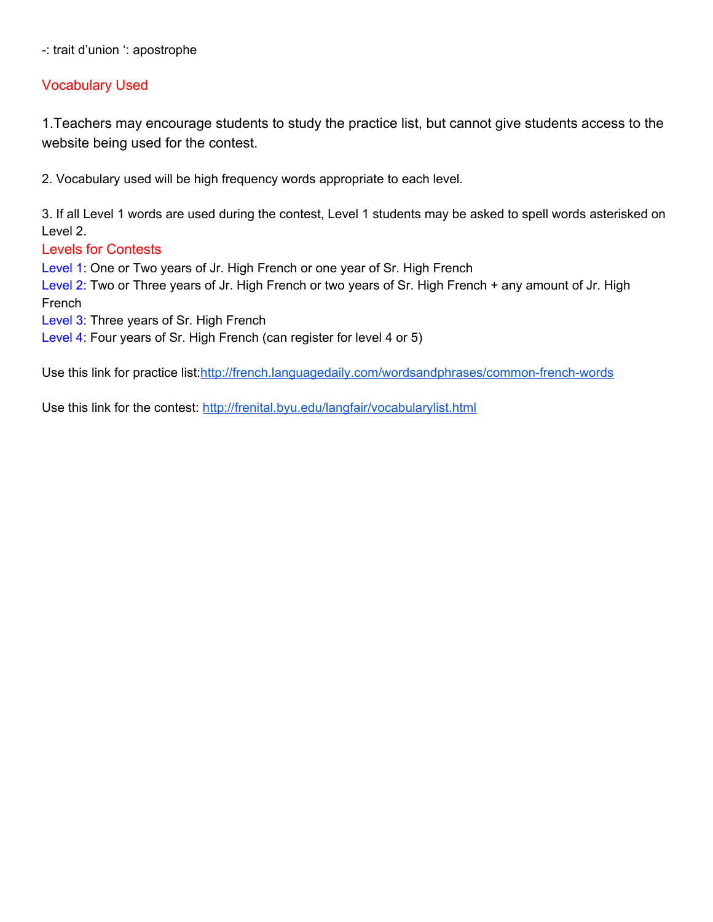-: trait d'union ‘: apostrophe

## Vocabulary Used

1.Teachers may encourage students to study the practice list, but cannot give students access to the website being used for the contest.

2. Vocabulary used will be high frequency words appropriate to each level.

3. If all Level 1 words are used during the contest, Level 1 students may be asked to spell words asterisked on Level 2.

## Levels for Contests

Level 1: One or Two years of Jr. High French or one year of Sr. High French
Level 2: Two or Three years of Jr. High French or two years of Sr. High French + any amount of Jr. High French
Level 3: Three years of Sr. High French
Level 4: Four years of Sr. High French (can register for level 4 or 5)

Use this link for practice list:http://french.languagedaily.com/wordsandphrases/common-french-words

Use this link for the contest: http://frenital.byu.edu/langfair/vocabularylist.html